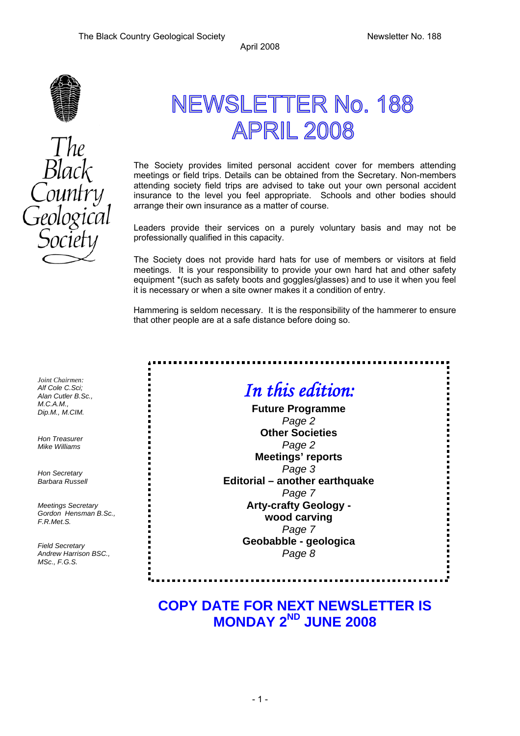# NEWSLETTER No. 188
# APRIL 2008

The Black Country Geological Society

The Society provides limited personal accident cover for members attending meetings or field trips. Details can be obtained from the Secretary. Non-members attending society field trips are advised to take out your own personal accident insurance to the level you feel appropriate. Schools and other bodies should arrange their own insurance as a matter of course.

Leaders provide their services on a purely voluntary basis and may not be professionally qualified in this capacity.

The Society does not provide hard hats for use of members or visitors at field meetings. It is your responsibility to provide your own hard hat and other safety equipment *(such as safety boots and goggles/glasses) and to use it when you feel it is necessary or when a site owner makes it a condition of entry.

Hammering is seldom necessary. It is the responsibility of the hammerer to ensure that other people are at a safe distance before doing so.

*Joint Chairmen:*
*Alf Cole C.Sci;*
*Alan Cutler B.Sc., M.C.A.M., Dip.M., M.CIM.*

*Hon Treasurer*
*Mike Williams*

*Hon Secretary*
*Barbara Russell*

*Meetings Secretary*
*Gordon Hensman B.Sc., F.R.Met.S.*

*Field Secretary*
*Andrew Harrison BSC., MSc., F.G.S.*

## *In this edition:*

**Future Programme**
*Page 2*
**Other Societies**
*Page 2*
**Meetings' reports**
*Page 3*
**Editorial – another earthquake**
*Page 7*
**Arty-crafty Geology - wood carving**
*Page 7*
**Geobabble - geologica**
*Page 8*

**COPY DATE FOR NEXT NEWSLETTER IS MONDAY 2ND JUNE 2008**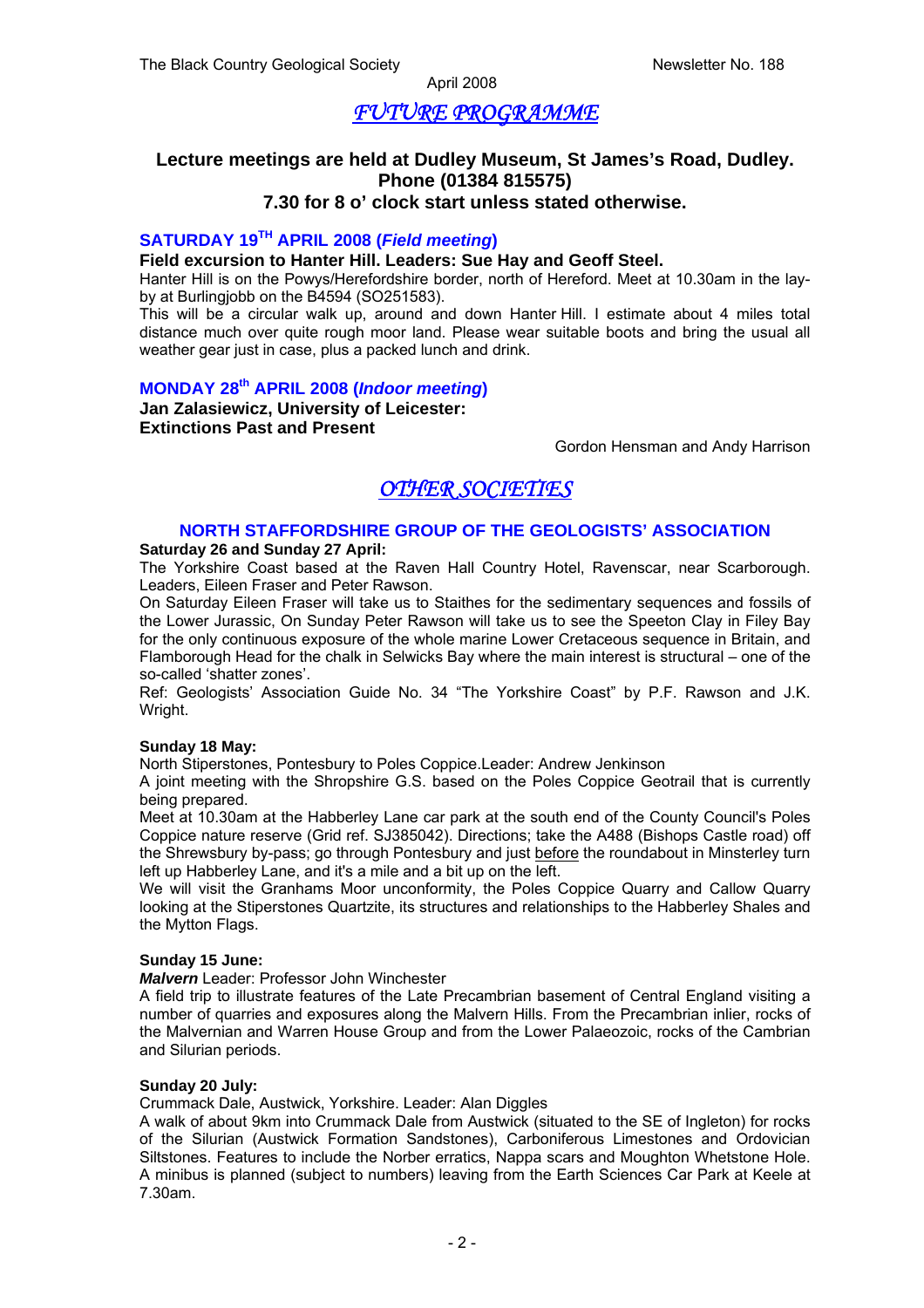# FUTURE PROGRAMME

**Lecture meetings are held at Dudley Museum, St James's Road, Dudley.**
**Phone (01384 815575)**
**7.30 for 8 o' clock start unless stated otherwise.**

### SATURDAY 19TH APRIL 2008 (*Field meeting*)

**Field excursion to Hanter Hill. Leaders: Sue Hay and Geoff Steel.**

Hanter Hill is on the Powys/Herefordshire border, north of Hereford. Meet at 10.30am in the lay-by at Burlingjobb on the B4594 (SO251583).

This will be a circular walk up, around and down Hanter Hill. I estimate about 4 miles total distance much over quite rough moor land. Please wear suitable boots and bring the usual all weather gear just in case, plus a packed lunch and drink.

### MONDAY 28th APRIL 2008 (*Indoor meeting*)

**Jan Zalasiewicz, University of Leicester:**
**Extinctions Past and Present**

Gordon Hensman and Andy Harrison

# OTHER SOCIETIES

## NORTH STAFFORDSHIRE GROUP OF THE GEOLOGISTS' ASSOCIATION

**Saturday 26 and Sunday 27 April:**

The Yorkshire Coast based at the Raven Hall Country Hotel, Ravenscar, near Scarborough. Leaders, Eileen Fraser and Peter Rawson.

On Saturday Eileen Fraser will take us to Staithes for the sedimentary sequences and fossils of the Lower Jurassic, On Sunday Peter Rawson will take us to see the Speeton Clay in Filey Bay for the only continuous exposure of the whole marine Lower Cretaceous sequence in Britain, and Flamborough Head for the chalk in Selwicks Bay where the main interest is structural – one of the so-called 'shatter zones'.

Ref: Geologists' Association Guide No. 34 "The Yorkshire Coast" by P.F. Rawson and J.K. Wright.

**Sunday 18 May:**

North Stiperstones, Pontesbury to Poles Coppice.Leader: Andrew Jenkinson

A joint meeting with the Shropshire G.S. based on the Poles Coppice Geotrail that is currently being prepared.

Meet at 10.30am at the Habberley Lane car park at the south end of the County Council's Poles Coppice nature reserve (Grid ref. SJ385042). Directions; take the A488 (Bishops Castle road) off the Shrewsbury by-pass; go through Pontesbury and just before the roundabout in Minsterley turn left up Habberley Lane, and it's a mile and a bit up on the left.

We will visit the Granhams Moor unconformity, the Poles Coppice Quarry and Callow Quarry looking at the Stiperstones Quartzite, its structures and relationships to the Habberley Shales and the Mytton Flags.

**Sunday 15 June:**

***Malvern*** Leader: Professor John Winchester

A field trip to illustrate features of the Late Precambrian basement of Central England visiting a number of quarries and exposures along the Malvern Hills. From the Precambrian inlier, rocks of the Malvernian and Warren House Group and from the Lower Palaeozoic, rocks of the Cambrian and Silurian periods.

**Sunday 20 July:**

Crummack Dale, Austwick, Yorkshire. Leader: Alan Diggles

A walk of about 9km into Crummack Dale from Austwick (situated to the SE of Ingleton) for rocks of the Silurian (Austwick Formation Sandstones), Carboniferous Limestones and Ordovician Siltstones. Features to include the Norber erratics, Nappa scars and Moughton Whetstone Hole. A minibus is planned (subject to numbers) leaving from the Earth Sciences Car Park at Keele at 7.30am.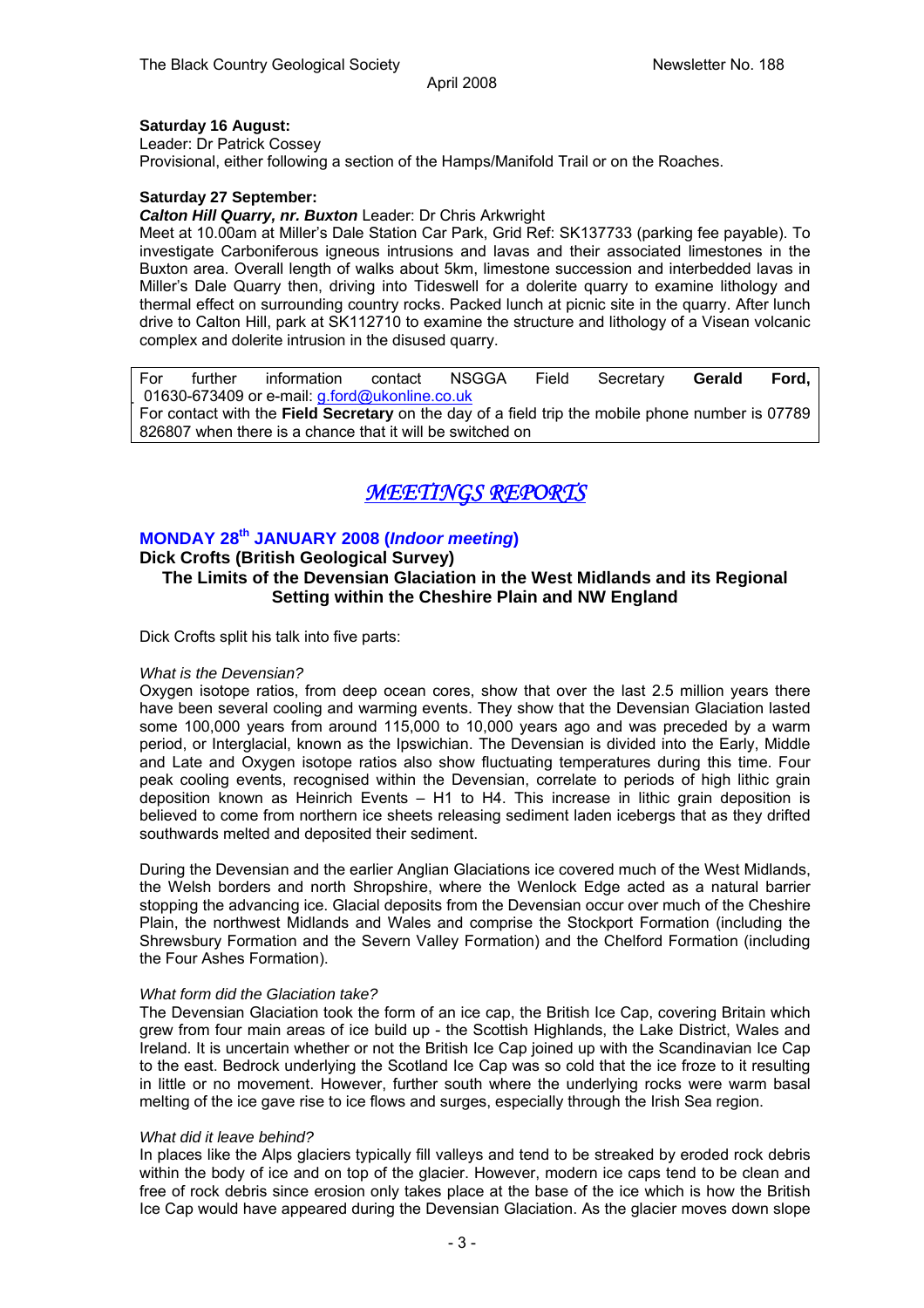**Saturday 16 August:**
Leader: Dr Patrick Cossey
Provisional, either following a section of the Hamps/Manifold Trail or on the Roaches.

**Saturday 27 September:**
***Calton Hill Quarry, nr. Buxton*** Leader: Dr Chris Arkwright
Meet at 10.00am at Miller's Dale Station Car Park, Grid Ref: SK137733 (parking fee payable). To investigate Carboniferous igneous intrusions and lavas and their associated limestones in the Buxton area. Overall length of walks about 5km, limestone succession and interbedded lavas in Miller's Dale Quarry then, driving into Tideswell for a dolerite quarry to examine lithology and thermal effect on surrounding country rocks. Packed lunch at picnic site in the quarry. After lunch drive to Calton Hill, park at SK112710 to examine the structure and lithology of a Visean volcanic complex and dolerite intrusion in the disused quarry.

For further information contact NSGGA Field Secretary **Gerald Ford,** 01630-673409 or e-mail: g.ford@ukonline.co.uk
For contact with the **Field Secretary** on the day of a field trip the mobile phone number is 07789 826807 when there is a chance that it will be switched on

# *MEETINGS REPORTS*

## MONDAY 28th JANUARY 2008 (*Indoor meeting*)

### Dick Crofts (British Geological Survey)

### The Limits of the Devensian Glaciation in the West Midlands and its Regional Setting within the Cheshire Plain and NW England

Dick Crofts split his talk into five parts:

*What is the Devensian?*
Oxygen isotope ratios, from deep ocean cores, show that over the last 2.5 million years there have been several cooling and warming events. They show that the Devensian Glaciation lasted some 100,000 years from around 115,000 to 10,000 years ago and was preceded by a warm period, or Interglacial, known as the Ipswichian. The Devensian is divided into the Early, Middle and Late and Oxygen isotope ratios also show fluctuating temperatures during this time. Four peak cooling events, recognised within the Devensian, correlate to periods of high lithic grain deposition known as Heinrich Events – H1 to H4. This increase in lithic grain deposition is believed to come from northern ice sheets releasing sediment laden icebergs that as they drifted southwards melted and deposited their sediment.

During the Devensian and the earlier Anglian Glaciations ice covered much of the West Midlands, the Welsh borders and north Shropshire, where the Wenlock Edge acted as a natural barrier stopping the advancing ice. Glacial deposits from the Devensian occur over much of the Cheshire Plain, the northwest Midlands and Wales and comprise the Stockport Formation (including the Shrewsbury Formation and the Severn Valley Formation) and the Chelford Formation (including the Four Ashes Formation).

*What form did the Glaciation take?*
The Devensian Glaciation took the form of an ice cap, the British Ice Cap, covering Britain which grew from four main areas of ice build up - the Scottish Highlands, the Lake District, Wales and Ireland. It is uncertain whether or not the British Ice Cap joined up with the Scandinavian Ice Cap to the east. Bedrock underlying the Scotland Ice Cap was so cold that the ice froze to it resulting in little or no movement. However, further south where the underlying rocks were warm basal melting of the ice gave rise to ice flows and surges, especially through the Irish Sea region.

*What did it leave behind?*
In places like the Alps glaciers typically fill valleys and tend to be streaked by eroded rock debris within the body of ice and on top of the glacier. However, modern ice caps tend to be clean and free of rock debris since erosion only takes place at the base of the ice which is how the British Ice Cap would have appeared during the Devensian Glaciation. As the glacier moves down slope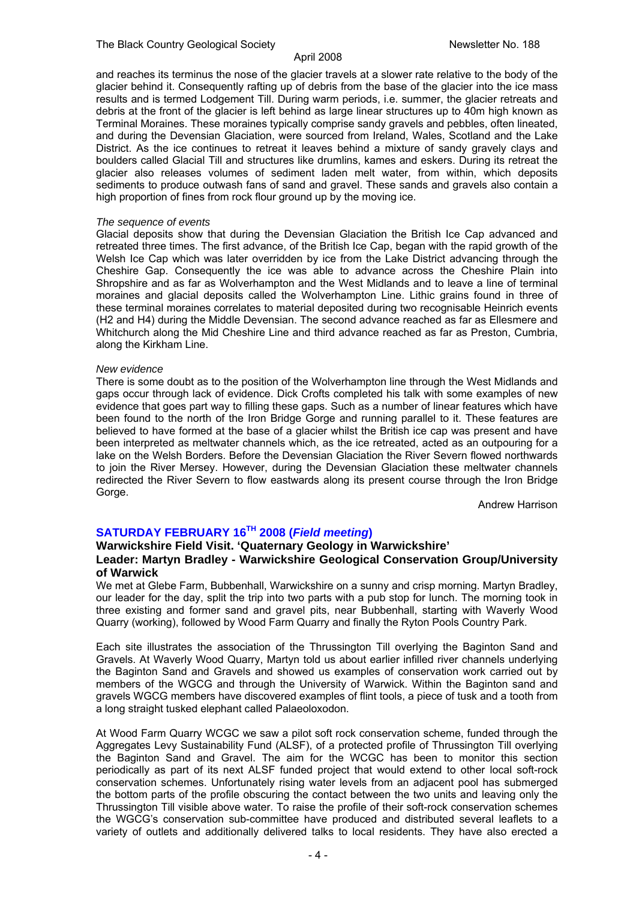and reaches its terminus the nose of the glacier travels at a slower rate relative to the body of the glacier behind it. Consequently rafting up of debris from the base of the glacier into the ice mass results and is termed Lodgement Till. During warm periods, i.e. summer, the glacier retreats and debris at the front of the glacier is left behind as large linear structures up to 40m high known as Terminal Moraines. These moraines typically comprise sandy gravels and pebbles, often lineated, and during the Devensian Glaciation, were sourced from Ireland, Wales, Scotland and the Lake District. As the ice continues to retreat it leaves behind a mixture of sandy gravely clays and boulders called Glacial Till and structures like drumlins, kames and eskers. During its retreat the glacier also releases volumes of sediment laden melt water, from within, which deposits sediments to produce outwash fans of sand and gravel. These sands and gravels also contain a high proportion of fines from rock flour ground up by the moving ice.

*The sequence of events*

Glacial deposits show that during the Devensian Glaciation the British Ice Cap advanced and retreated three times. The first advance, of the British Ice Cap, began with the rapid growth of the Welsh Ice Cap which was later overridden by ice from the Lake District advancing through the Cheshire Gap. Consequently the ice was able to advance across the Cheshire Plain into Shropshire and as far as Wolverhampton and the West Midlands and to leave a line of terminal moraines and glacial deposits called the Wolverhampton Line. Lithic grains found in three of these terminal moraines correlates to material deposited during two recognisable Heinrich events (H2 and H4) during the Middle Devensian. The second advance reached as far as Ellesmere and Whitchurch along the Mid Cheshire Line and third advance reached as far as Preston, Cumbria, along the Kirkham Line.

*New evidence*

There is some doubt as to the position of the Wolverhampton line through the West Midlands and gaps occur through lack of evidence. Dick Crofts completed his talk with some examples of new evidence that goes part way to filling these gaps. Such as a number of linear features which have been found to the north of the Iron Bridge Gorge and running parallel to it. These features are believed to have formed at the base of a glacier whilst the British ice cap was present and have been interpreted as meltwater channels which, as the ice retreated, acted as an outpouring for a lake on the Welsh Borders. Before the Devensian Glaciation the River Severn flowed northwards to join the River Mersey. However, during the Devensian Glaciation these meltwater channels redirected the River Severn to flow eastwards along its present course through the Iron Bridge Gorge.

Andrew Harrison

## SATURDAY FEBRUARY 16TH 2008 (*Field meeting*)

### Warwickshire Field Visit. 'Quaternary Geology in Warwickshire'

### Leader: Martyn Bradley - Warwickshire Geological Conservation Group/University of Warwick

We met at Glebe Farm, Bubbenhall, Warwickshire on a sunny and crisp morning. Martyn Bradley, our leader for the day, split the trip into two parts with a pub stop for lunch. The morning took in three existing and former sand and gravel pits, near Bubbenhall, starting with Waverly Wood Quarry (working), followed by Wood Farm Quarry and finally the Ryton Pools Country Park.

Each site illustrates the association of the Thrussington Till overlying the Baginton Sand and Gravels. At Waverly Wood Quarry, Martyn told us about earlier infilled river channels underlying the Baginton Sand and Gravels and showed us examples of conservation work carried out by members of the WGCG and through the University of Warwick. Within the Baginton sand and gravels WGCG members have discovered examples of flint tools, a piece of tusk and a tooth from a long straight tusked elephant called Palaeoloxodon.

At Wood Farm Quarry WCGC we saw a pilot soft rock conservation scheme, funded through the Aggregates Levy Sustainability Fund (ALSF), of a protected profile of Thrussington Till overlying the Baginton Sand and Gravel. The aim for the WCGC has been to monitor this section periodically as part of its next ALSF funded project that would extend to other local soft-rock conservation schemes. Unfortunately rising water levels from an adjacent pool has submerged the bottom parts of the profile obscuring the contact between the two units and leaving only the Thrussington Till visible above water. To raise the profile of their soft-rock conservation schemes the WGCG's conservation sub-committee have produced and distributed several leaflets to a variety of outlets and additionally delivered talks to local residents. They have also erected a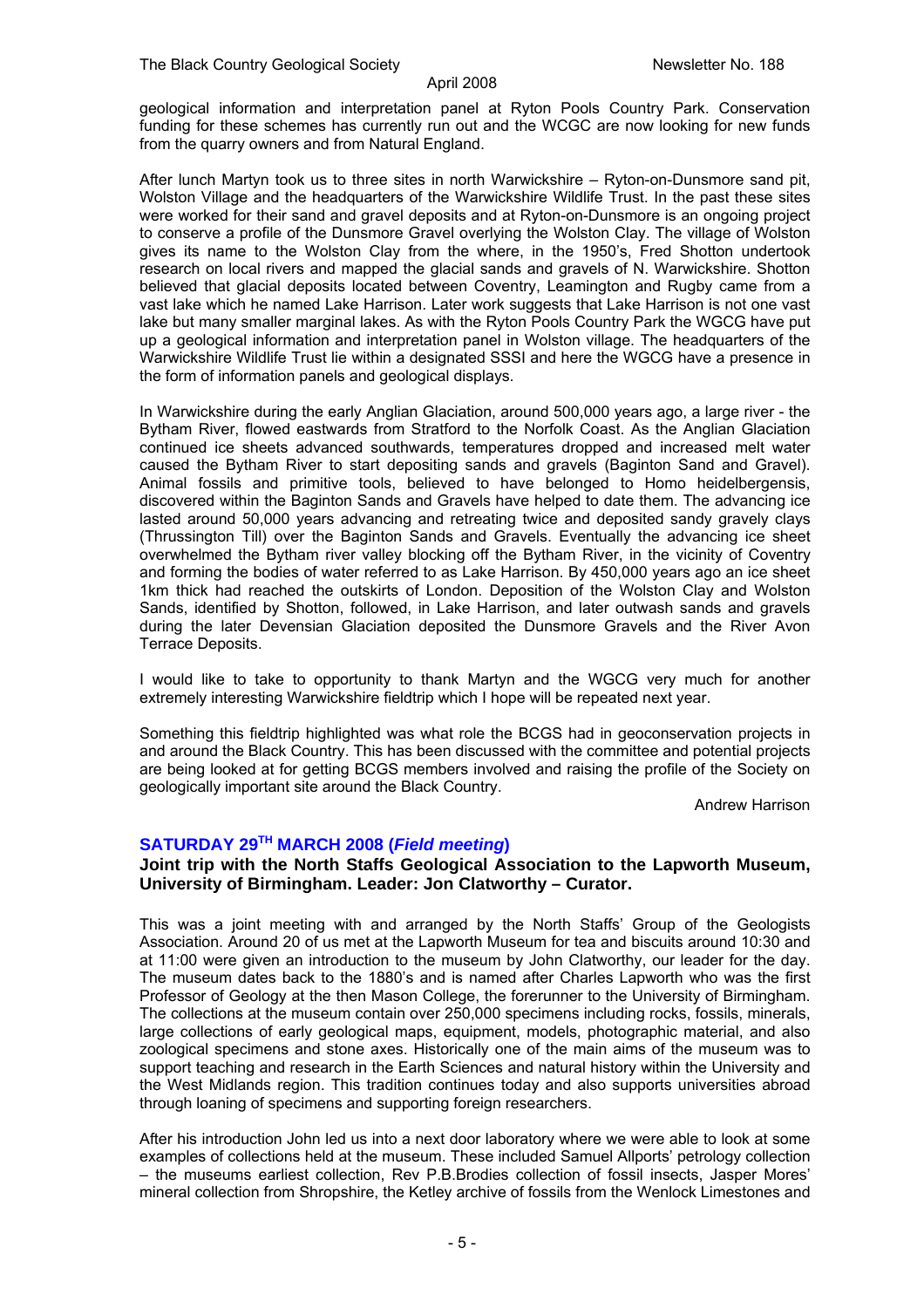geological information and interpretation panel at Ryton Pools Country Park. Conservation funding for these schemes has currently run out and the WCGC are now looking for new funds from the quarry owners and from Natural England.

After lunch Martyn took us to three sites in north Warwickshire – Ryton-on-Dunsmore sand pit, Wolston Village and the headquarters of the Warwickshire Wildlife Trust. In the past these sites were worked for their sand and gravel deposits and at Ryton-on-Dunsmore is an ongoing project to conserve a profile of the Dunsmore Gravel overlying the Wolston Clay. The village of Wolston gives its name to the Wolston Clay from the where, in the 1950's, Fred Shotton undertook research on local rivers and mapped the glacial sands and gravels of N. Warwickshire. Shotton believed that glacial deposits located between Coventry, Leamington and Rugby came from a vast lake which he named Lake Harrison. Later work suggests that Lake Harrison is not one vast lake but many smaller marginal lakes. As with the Ryton Pools Country Park the WGCG have put up a geological information and interpretation panel in Wolston village. The headquarters of the Warwickshire Wildlife Trust lie within a designated SSSI and here the WGCG have a presence in the form of information panels and geological displays.

In Warwickshire during the early Anglian Glaciation, around 500,000 years ago, a large river - the Bytham River, flowed eastwards from Stratford to the Norfolk Coast. As the Anglian Glaciation continued ice sheets advanced southwards, temperatures dropped and increased melt water caused the Bytham River to start depositing sands and gravels (Baginton Sand and Gravel). Animal fossils and primitive tools, believed to have belonged to Homo heidelbergensis, discovered within the Baginton Sands and Gravels have helped to date them. The advancing ice lasted around 50,000 years advancing and retreating twice and deposited sandy gravely clays (Thrussington Till) over the Baginton Sands and Gravels. Eventually the advancing ice sheet overwhelmed the Bytham river valley blocking off the Bytham River, in the vicinity of Coventry and forming the bodies of water referred to as Lake Harrison. By 450,000 years ago an ice sheet 1km thick had reached the outskirts of London. Deposition of the Wolston Clay and Wolston Sands, identified by Shotton, followed, in Lake Harrison, and later outwash sands and gravels during the later Devensian Glaciation deposited the Dunsmore Gravels and the River Avon Terrace Deposits.

I would like to take to opportunity to thank Martyn and the WGCG very much for another extremely interesting Warwickshire fieldtrip which I hope will be repeated next year.

Something this fieldtrip highlighted was what role the BCGS had in geoconservation projects in and around the Black Country. This has been discussed with the committee and potential projects are being looked at for getting BCGS members involved and raising the profile of the Society on geologically important site around the Black Country.

Andrew Harrison

### SATURDAY 29TH MARCH 2008 (*Field meeting*)

**Joint trip with the North Staffs Geological Association to the Lapworth Museum, University of Birmingham. Leader: Jon Clatworthy – Curator.**

This was a joint meeting with and arranged by the North Staffs' Group of the Geologists Association. Around 20 of us met at the Lapworth Museum for tea and biscuits around 10:30 and at 11:00 were given an introduction to the museum by John Clatworthy, our leader for the day. The museum dates back to the 1880's and is named after Charles Lapworth who was the first Professor of Geology at the then Mason College, the forerunner to the University of Birmingham. The collections at the museum contain over 250,000 specimens including rocks, fossils, minerals, large collections of early geological maps, equipment, models, photographic material, and also zoological specimens and stone axes. Historically one of the main aims of the museum was to support teaching and research in the Earth Sciences and natural history within the University and the West Midlands region. This tradition continues today and also supports universities abroad through loaning of specimens and supporting foreign researchers.

After his introduction John led us into a next door laboratory where we were able to look at some examples of collections held at the museum. These included Samuel Allports' petrology collection – the museums earliest collection, Rev P.B.Brodies collection of fossil insects, Jasper Mores' mineral collection from Shropshire, the Ketley archive of fossils from the Wenlock Limestones and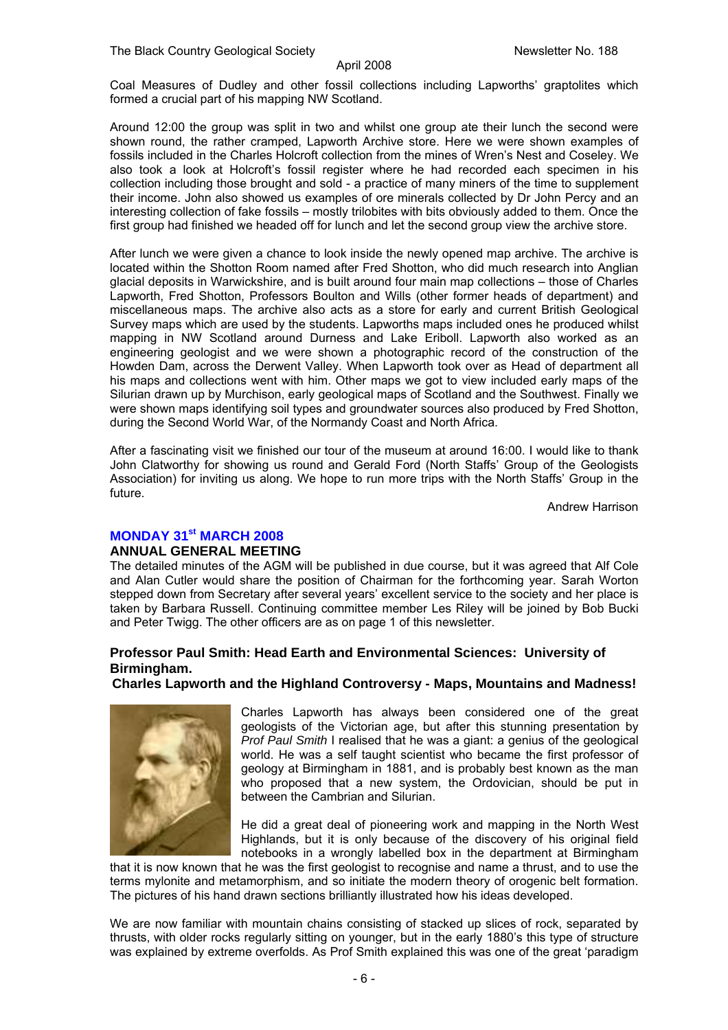Coal Measures of Dudley and other fossil collections including Lapworths' graptolites which formed a crucial part of his mapping NW Scotland.

Around 12:00 the group was split in two and whilst one group ate their lunch the second were shown round, the rather cramped, Lapworth Archive store. Here we were shown examples of fossils included in the Charles Holcroft collection from the mines of Wren's Nest and Coseley. We also took a look at Holcroft's fossil register where he had recorded each specimen in his collection including those brought and sold - a practice of many miners of the time to supplement their income. John also showed us examples of ore minerals collected by Dr John Percy and an interesting collection of fake fossils – mostly trilobites with bits obviously added to them. Once the first group had finished we headed off for lunch and let the second group view the archive store.

After lunch we were given a chance to look inside the newly opened map archive. The archive is located within the Shotton Room named after Fred Shotton, who did much research into Anglian glacial deposits in Warwickshire, and is built around four main map collections – those of Charles Lapworth, Fred Shotton, Professors Boulton and Wills (other former heads of department) and miscellaneous maps. The archive also acts as a store for early and current British Geological Survey maps which are used by the students. Lapworths maps included ones he produced whilst mapping in NW Scotland around Durness and Lake Eriboll. Lapworth also worked as an engineering geologist and we were shown a photographic record of the construction of the Howden Dam, across the Derwent Valley. When Lapworth took over as Head of department all his maps and collections went with him. Other maps we got to view included early maps of the Silurian drawn up by Murchison, early geological maps of Scotland and the Southwest. Finally we were shown maps identifying soil types and groundwater sources also produced by Fred Shotton, during the Second World War, of the Normandy Coast and North Africa.

After a fascinating visit we finished our tour of the museum at around 16:00. I would like to thank John Clatworthy for showing us round and Gerald Ford (North Staffs' Group of the Geologists Association) for inviting us along. We hope to run more trips with the North Staffs' Group in the future.

Andrew Harrison

## MONDAY 31st MARCH 2008

### ANNUAL GENERAL MEETING

The detailed minutes of the AGM will be published in due course, but it was agreed that Alf Cole and Alan Cutler would share the position of Chairman for the forthcoming year. Sarah Worton stepped down from Secretary after several years' excellent service to the society and her place is taken by Barbara Russell. Continuing committee member Les Riley will be joined by Bob Bucki and Peter Twigg. The other officers are as on page 1 of this newsletter.

### Professor Paul Smith: Head Earth and Environmental Sciences: University of Birmingham.

**Charles Lapworth and the Highland Controversy - Maps, Mountains and Madness!**

Charles Lapworth has always been considered one of the great geologists of the Victorian age, but after this stunning presentation by *Prof Paul Smith* I realised that he was a giant: a genius of the geological world. He was a self taught scientist who became the first professor of geology at Birmingham in 1881, and is probably best known as the man who proposed that a new system, the Ordovician, should be put in between the Cambrian and Silurian.

He did a great deal of pioneering work and mapping in the North West Highlands, but it is only because of the discovery of his original field notebooks in a wrongly labelled box in the department at Birmingham that it is now known that he was the first geologist to recognise and name a thrust, and to use the terms mylonite and metamorphism, and so initiate the modern theory of orogenic belt formation. The pictures of his hand drawn sections brilliantly illustrated how his ideas developed.

We are now familiar with mountain chains consisting of stacked up slices of rock, separated by thrusts, with older rocks regularly sitting on younger, but in the early 1880's this type of structure was explained by extreme overfolds. As Prof Smith explained this was one of the great 'paradigm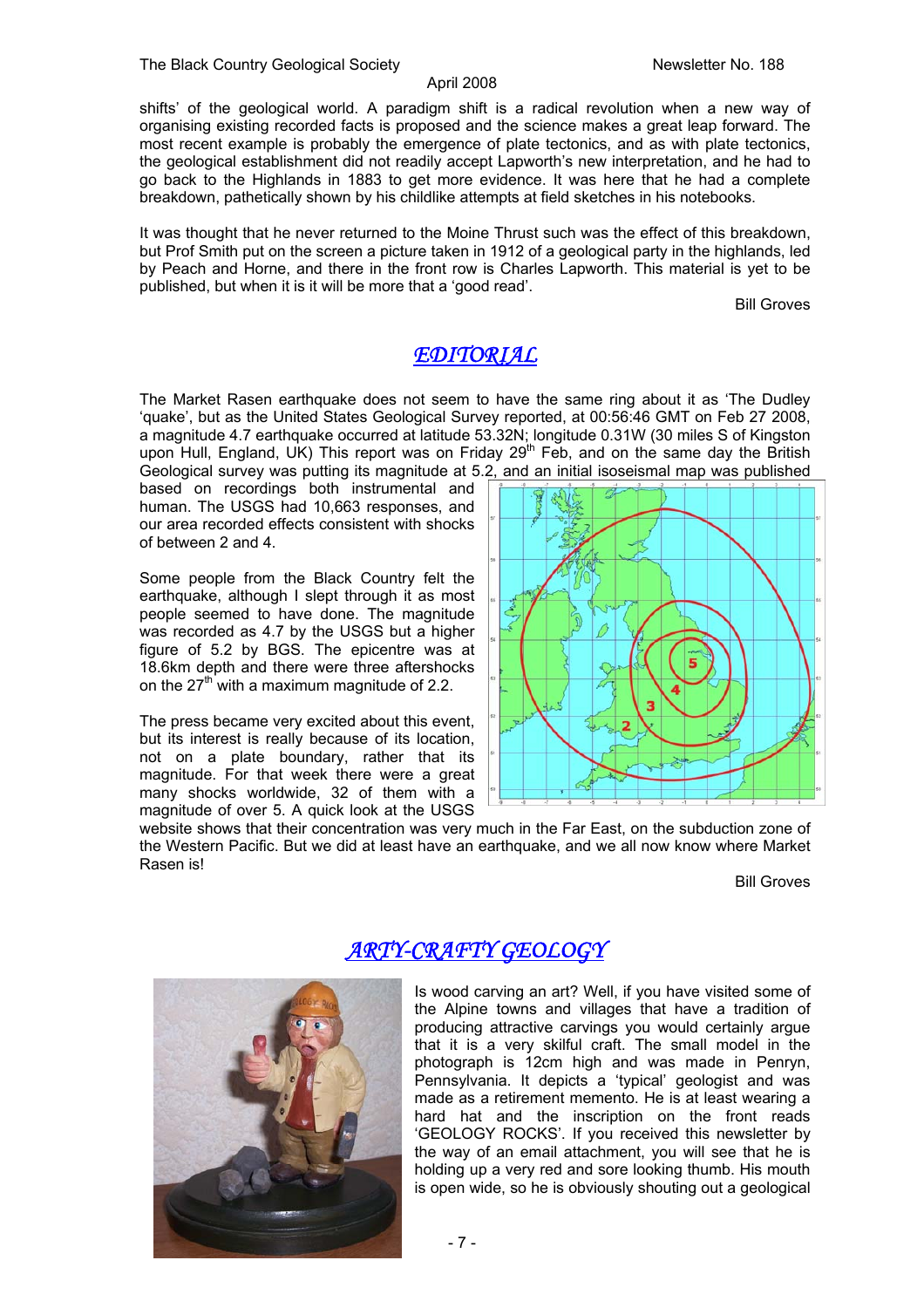shifts' of the geological world. A paradigm shift is a radical revolution when a new way of organising existing recorded facts is proposed and the science makes a great leap forward. The most recent example is probably the emergence of plate tectonics, and as with plate tectonics, the geological establishment did not readily accept Lapworth's new interpretation, and he had to go back to the Highlands in 1883 to get more evidence. It was here that he had a complete breakdown, pathetically shown by his childlike attempts at field sketches in his notebooks.

It was thought that he never returned to the Moine Thrust such was the effect of this breakdown, but Prof Smith put on the screen a picture taken in 1912 of a geological party in the highlands, led by Peach and Horne, and there in the front row is Charles Lapworth. This material is yet to be published, but when it is it will be more that a 'good read'.

Bill Groves

## *EDITORIAL*

The Market Rasen earthquake does not seem to have the same ring about it as 'The Dudley 'quake', but as the United States Geological Survey reported, at 00:56:46 GMT on Feb 27 2008, a magnitude 4.7 earthquake occurred at latitude 53.32N; longitude 0.31W (30 miles S of Kingston upon Hull, England, UK) This report was on Friday 29th Feb, and on the same day the British Geological survey was putting its magnitude at 5.2, and an initial isoseismal map was published based on recordings both instrumental and human. The USGS had 10,663 responses, and our area recorded effects consistent with shocks of between 2 and 4.

Some people from the Black Country felt the earthquake, although I slept through it as most people seemed to have done. The magnitude was recorded as 4.7 by the USGS but a higher figure of 5.2 by BGS. The epicentre was at 18.6km depth and there were three aftershocks on the 27th with a maximum magnitude of 2.2.

The press became very excited about this event, but its interest is really because of its location, not on a plate boundary, rather that its magnitude. For that week there were a great many shocks worldwide, 32 of them with a magnitude of over 5. A quick look at the USGS website shows that their concentration was very much in the Far East, on the subduction zone of the Western Pacific. But we did at least have an earthquake, and we all now know where Market Rasen is!

Bill Groves

## *ARTY-CRAFTY GEOLOGY*

Is wood carving an art? Well, if you have visited some of the Alpine towns and villages that have a tradition of producing attractive carvings you would certainly argue that it is a very skilful craft. The small model in the photograph is 12cm high and was made in Penryn, Pennsylvania. It depicts a 'typical' geologist and was made as a retirement memento. He is at least wearing a hard hat and the inscription on the front reads 'GEOLOGY ROCKS'. If you received this newsletter by the way of an email attachment, you will see that he is holding up a very red and sore looking thumb. His mouth is open wide, so he is obviously shouting out a geological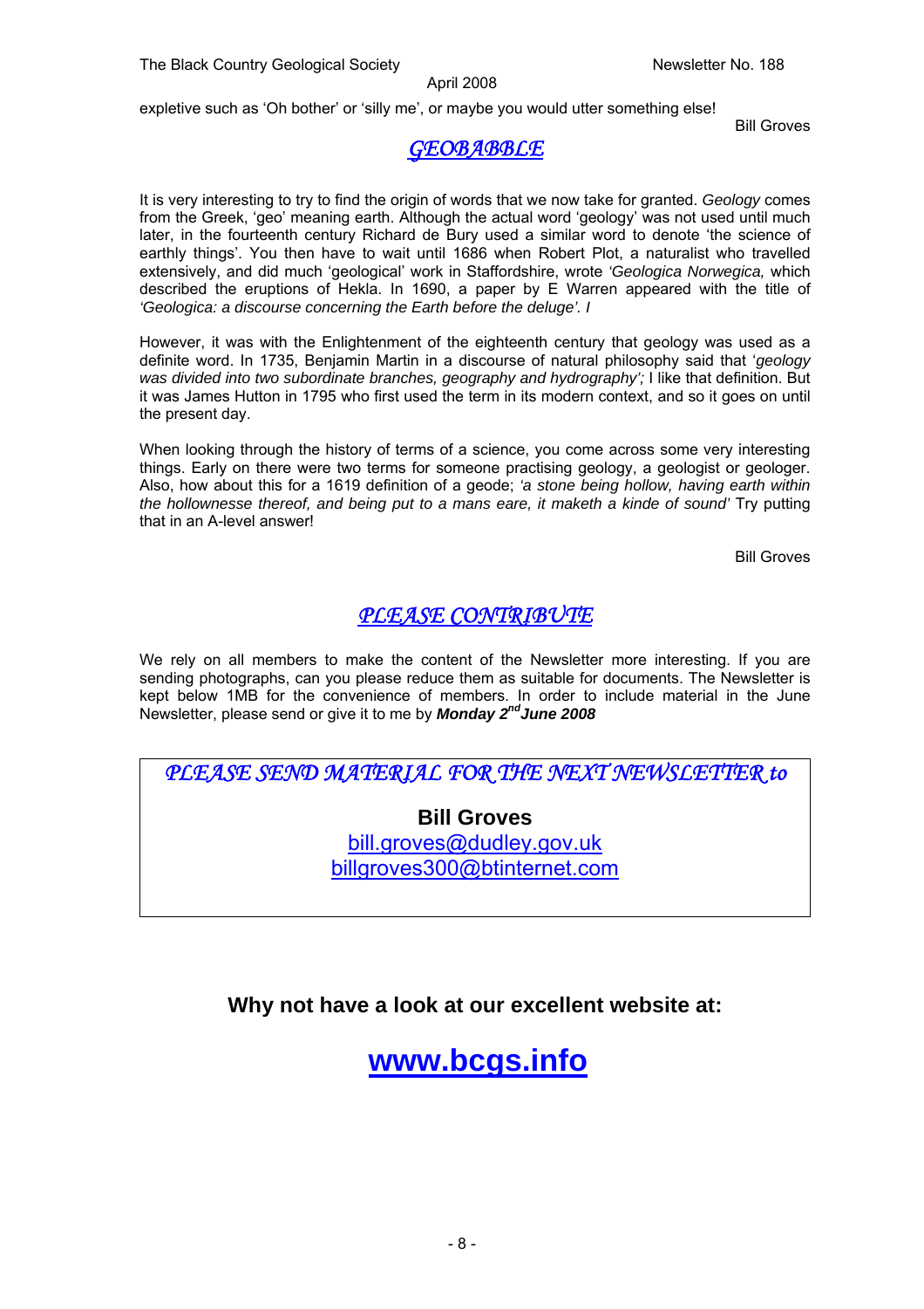expletive such as 'Oh bother' or 'silly me', or maybe you would utter something else!

Bill Groves

## *GEOBABBLE*

It is very interesting to try to find the origin of words that we now take for granted. *Geology* comes from the Greek, 'geo' meaning earth. Although the actual word 'geology' was not used until much later, in the fourteenth century Richard de Bury used a similar word to denote 'the science of earthly things'. You then have to wait until 1686 when Robert Plot, a naturalist who travelled extensively, and did much 'geological' work in Staffordshire, wrote *'Geologica Norwegica,* which described the eruptions of Hekla. In 1690, a paper by E Warren appeared with the title of *'Geologica: a discourse concerning the Earth before the deluge'. I*

However, it was with the Enlightenment of the eighteenth century that geology was used as a definite word. In 1735, Benjamin Martin in a discourse of natural philosophy said that '*geology was divided into two subordinate branches, geography and hydrography';* I like that definition. But it was James Hutton in 1795 who first used the term in its modern context, and so it goes on until the present day.

When looking through the history of terms of a science, you come across some very interesting things. Early on there were two terms for someone practising geology, a geologist or geologer. Also, how about this for a 1619 definition of a geode; *'a stone being hollow, having earth within the hollownesse thereof, and being put to a mans eare, it maketh a kinde of sound'* Try putting that in an A-level answer!

Bill Groves

## *PLEASE CONTRIBUTE*

We rely on all members to make the content of the Newsletter more interesting. If you are sending photographs, can you please reduce them as suitable for documents. The Newsletter is kept below 1MB for the convenience of members. In order to include material in the June Newsletter, please send or give it to me by ***Monday 2nd June 2008***

*PLEASE SEND MATERIAL FOR THE NEXT NEWSLETTER to*

**Bill Groves**

bill.groves@dudley.gov.uk

billgroves300@btinternet.com

**Why not have a look at our excellent website at:**

**www.bcgs.info**